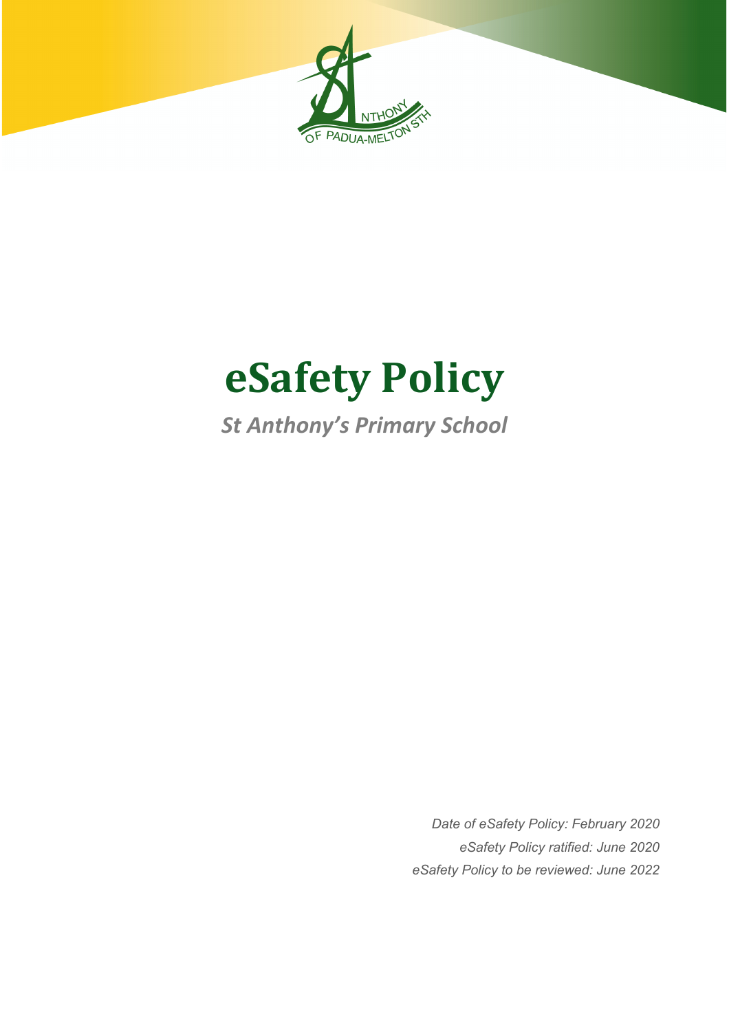# eSafety Policy

*St Anthony's Primary School*

*Date of eSafety Policy: February 2020*
*eSafety Policy ratified: June 2020*
*eSafety Policy to be reviewed: June 2022*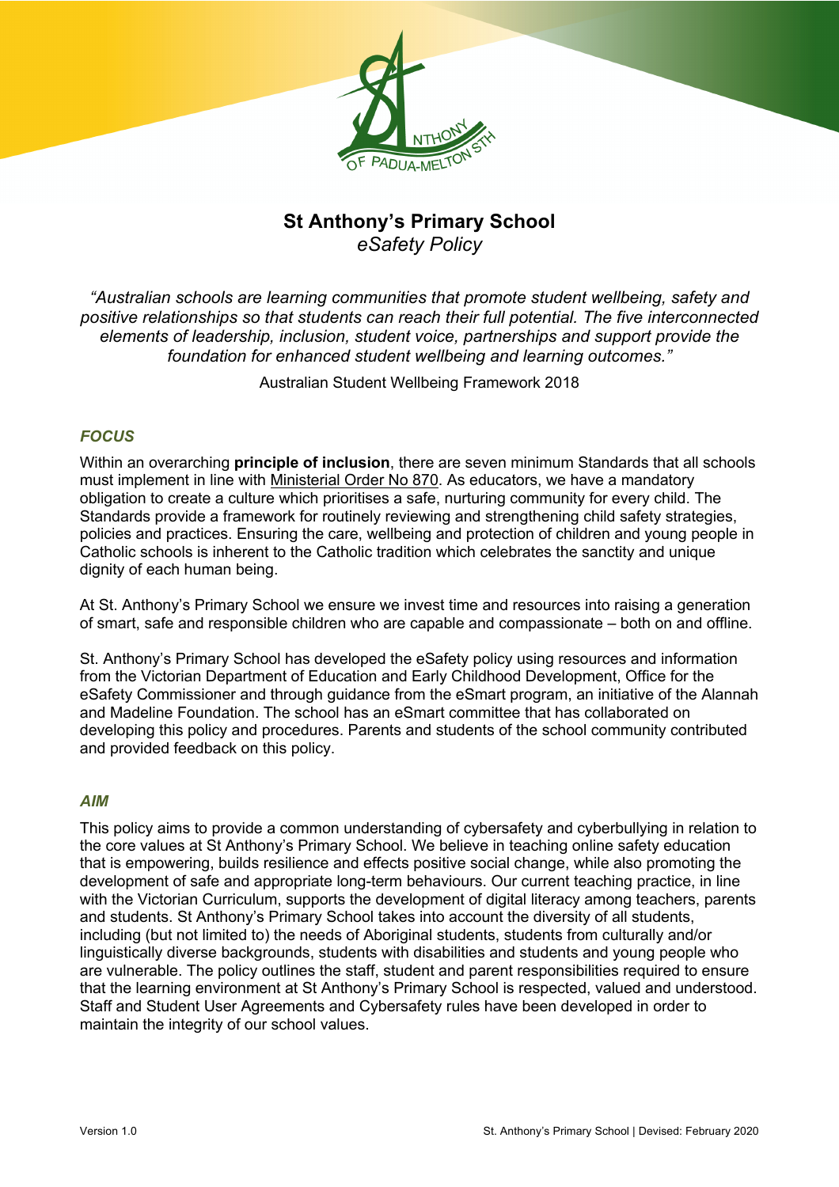# St Anthony's Primary School

*eSafety Policy*

*"Australian schools are learning communities that promote student wellbeing, safety and positive relationships so that students can reach their full potential. The five interconnected elements of leadership, inclusion, student voice, partnerships and support provide the foundation for enhanced student wellbeing and learning outcomes."*

Australian Student Wellbeing Framework 2018

## *FOCUS*

Within an overarching **principle of inclusion**, there are seven minimum Standards that all schools must implement in line with Ministerial Order No 870. As educators, we have a mandatory obligation to create a culture which prioritises a safe, nurturing community for every child. The Standards provide a framework for routinely reviewing and strengthening child safety strategies, policies and practices. Ensuring the care, wellbeing and protection of children and young people in Catholic schools is inherent to the Catholic tradition which celebrates the sanctity and unique dignity of each human being.

At St. Anthony's Primary School we ensure we invest time and resources into raising a generation of smart, safe and responsible children who are capable and compassionate – both on and offline.

St. Anthony's Primary School has developed the eSafety policy using resources and information from the Victorian Department of Education and Early Childhood Development, Office for the eSafety Commissioner and through guidance from the eSmart program, an initiative of the Alannah and Madeline Foundation. The school has an eSmart committee that has collaborated on developing this policy and procedures. Parents and students of the school community contributed and provided feedback on this policy.

## *AIM*

This policy aims to provide a common understanding of cybersafety and cyberbullying in relation to the core values at St Anthony's Primary School. We believe in teaching online safety education that is empowering, builds resilience and effects positive social change, while also promoting the development of safe and appropriate long-term behaviours. Our current teaching practice, in line with the Victorian Curriculum, supports the development of digital literacy among teachers, parents and students. St Anthony's Primary School takes into account the diversity of all students, including (but not limited to) the needs of Aboriginal students, students from culturally and/or linguistically diverse backgrounds, students with disabilities and students and young people who are vulnerable. The policy outlines the staff, student and parent responsibilities required to ensure that the learning environment at St Anthony's Primary School is respected, valued and understood. Staff and Student User Agreements and Cybersafety rules have been developed in order to maintain the integrity of our school values.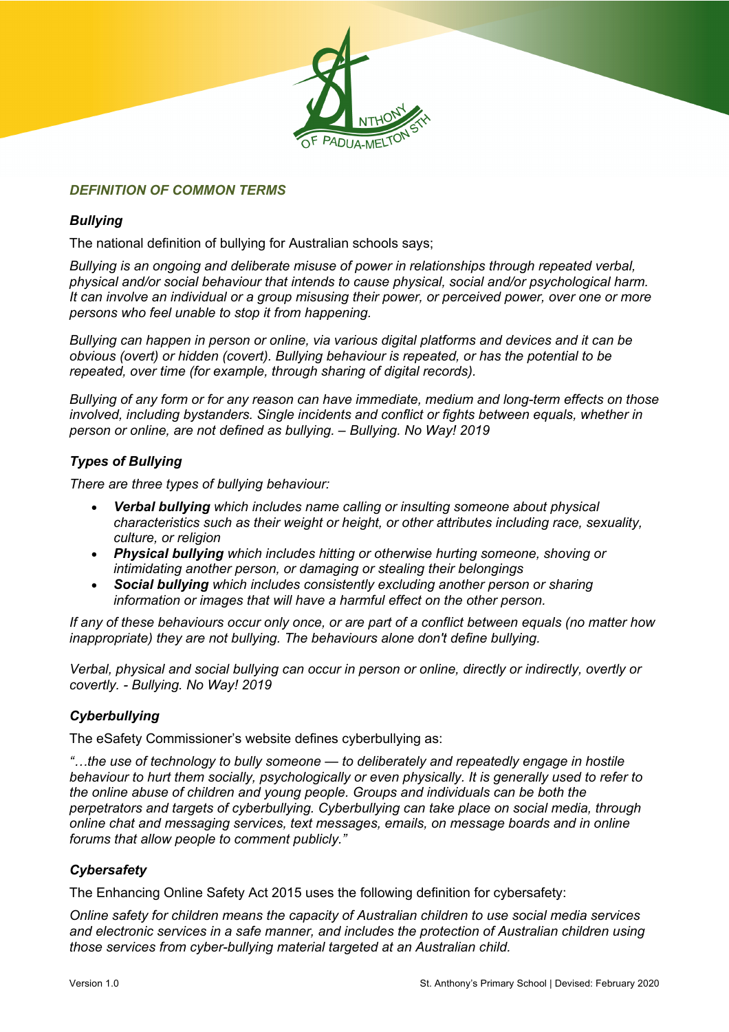## *DEFINITION OF COMMON TERMS*

### *Bullying*

The national definition of bullying for Australian schools says;

*Bullying is an ongoing and deliberate misuse of power in relationships through repeated verbal, physical and/or social behaviour that intends to cause physical, social and/or psychological harm. It can involve an individual or a group misusing their power, or perceived power, over one or more persons who feel unable to stop it from happening.*

*Bullying can happen in person or online, via various digital platforms and devices and it can be obvious (overt) or hidden (covert). Bullying behaviour is repeated, or has the potential to be repeated, over time (for example, through sharing of digital records).*

*Bullying of any form or for any reason can have immediate, medium and long-term effects on those involved, including bystanders. Single incidents and conflict or fights between equals, whether in person or online, are not defined as bullying. – Bullying. No Way! 2019*

### *Types of Bullying*

*There are three types of bullying behaviour:*

- ***Verbal bullying*** *which includes name calling or insulting someone about physical characteristics such as their weight or height, or other attributes including race, sexuality, culture, or religion*
- ***Physical bullying*** *which includes hitting or otherwise hurting someone, shoving or intimidating another person, or damaging or stealing their belongings*
- ***Social bullying*** *which includes consistently excluding another person or sharing information or images that will have a harmful effect on the other person.*

*If any of these behaviours occur only once, or are part of a conflict between equals (no matter how inappropriate) they are not bullying. The behaviours alone don't define bullying.*

*Verbal, physical and social bullying can occur in person or online, directly or indirectly, overtly or covertly. - Bullying. No Way! 2019*

### *Cyberbullying*

The eSafety Commissioner's website defines cyberbullying as:

*"…the use of technology to bully someone — to deliberately and repeatedly engage in hostile behaviour to hurt them socially, psychologically or even physically. It is generally used to refer to the online abuse of children and young people. Groups and individuals can be both the perpetrators and targets of cyberbullying. Cyberbullying can take place on social media, through online chat and messaging services, text messages, emails, on message boards and in online forums that allow people to comment publicly."*

### *Cybersafety*

The Enhancing Online Safety Act 2015 uses the following definition for cybersafety:

*Online safety for children means the capacity of Australian children to use social media services and electronic services in a safe manner, and includes the protection of Australian children using those services from cyber-bullying material targeted at an Australian child.*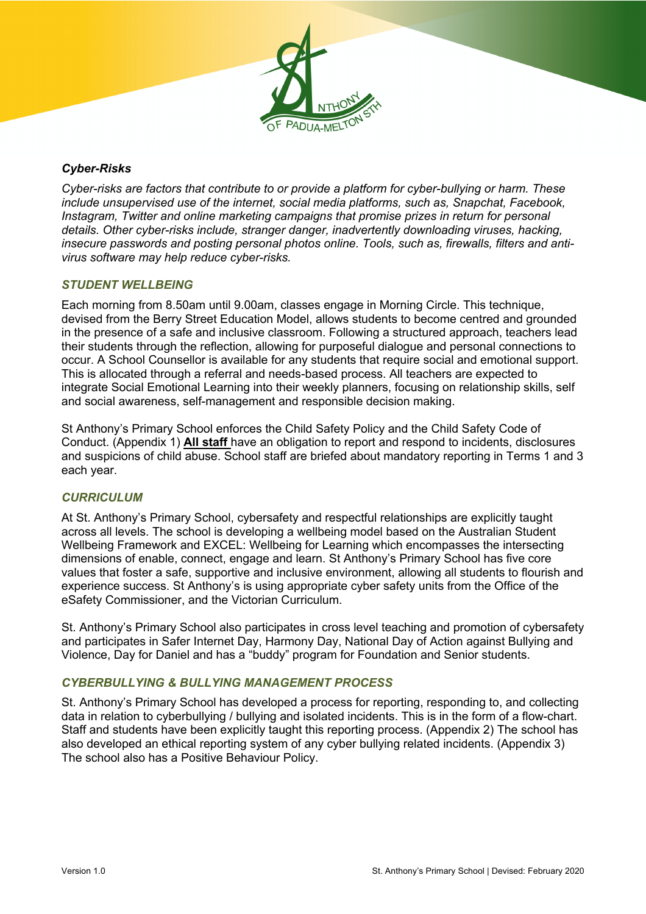***Cyber-Risks***

*Cyber-risks are factors that contribute to or provide a platform for cyber-bullying or harm. These include unsupervised use of the internet, social media platforms, such as, Snapchat, Facebook, Instagram, Twitter and online marketing campaigns that promise prizes in return for personal details. Other cyber-risks include, stranger danger, inadvertently downloading viruses, hacking, insecure passwords and posting personal photos online. Tools, such as, firewalls, filters and anti-virus software may help reduce cyber-risks.*

### *STUDENT WELLBEING*

Each morning from 8.50am until 9.00am, classes engage in Morning Circle. This technique, devised from the Berry Street Education Model, allows students to become centred and grounded in the presence of a safe and inclusive classroom. Following a structured approach, teachers lead their students through the reflection, allowing for purposeful dialogue and personal connections to occur. A School Counsellor is available for any students that require social and emotional support. This is allocated through a referral and needs-based process. All teachers are expected to integrate Social Emotional Learning into their weekly planners, focusing on relationship skills, self and social awareness, self-management and responsible decision making.

St Anthony's Primary School enforces the Child Safety Policy and the Child Safety Code of Conduct. (Appendix 1) **All staff** have an obligation to report and respond to incidents, disclosures and suspicions of child abuse. School staff are briefed about mandatory reporting in Terms 1 and 3 each year.

### *CURRICULUM*

At St. Anthony's Primary School, cybersafety and respectful relationships are explicitly taught across all levels. The school is developing a wellbeing model based on the Australian Student Wellbeing Framework and EXCEL: Wellbeing for Learning which encompasses the intersecting dimensions of enable, connect, engage and learn. St Anthony's Primary School has five core values that foster a safe, supportive and inclusive environment, allowing all students to flourish and experience success. St Anthony's is using appropriate cyber safety units from the Office of the eSafety Commissioner, and the Victorian Curriculum.

St. Anthony's Primary School also participates in cross level teaching and promotion of cybersafety and participates in Safer Internet Day, Harmony Day, National Day of Action against Bullying and Violence, Day for Daniel and has a "buddy" program for Foundation and Senior students.

### *CYBERBULLYING & BULLYING MANAGEMENT PROCESS*

St. Anthony's Primary School has developed a process for reporting, responding to, and collecting data in relation to cyberbullying / bullying and isolated incidents. This is in the form of a flow-chart. Staff and students have been explicitly taught this reporting process. (Appendix 2) The school has also developed an ethical reporting system of any cyber bullying related incidents. (Appendix 3) The school also has a Positive Behaviour Policy.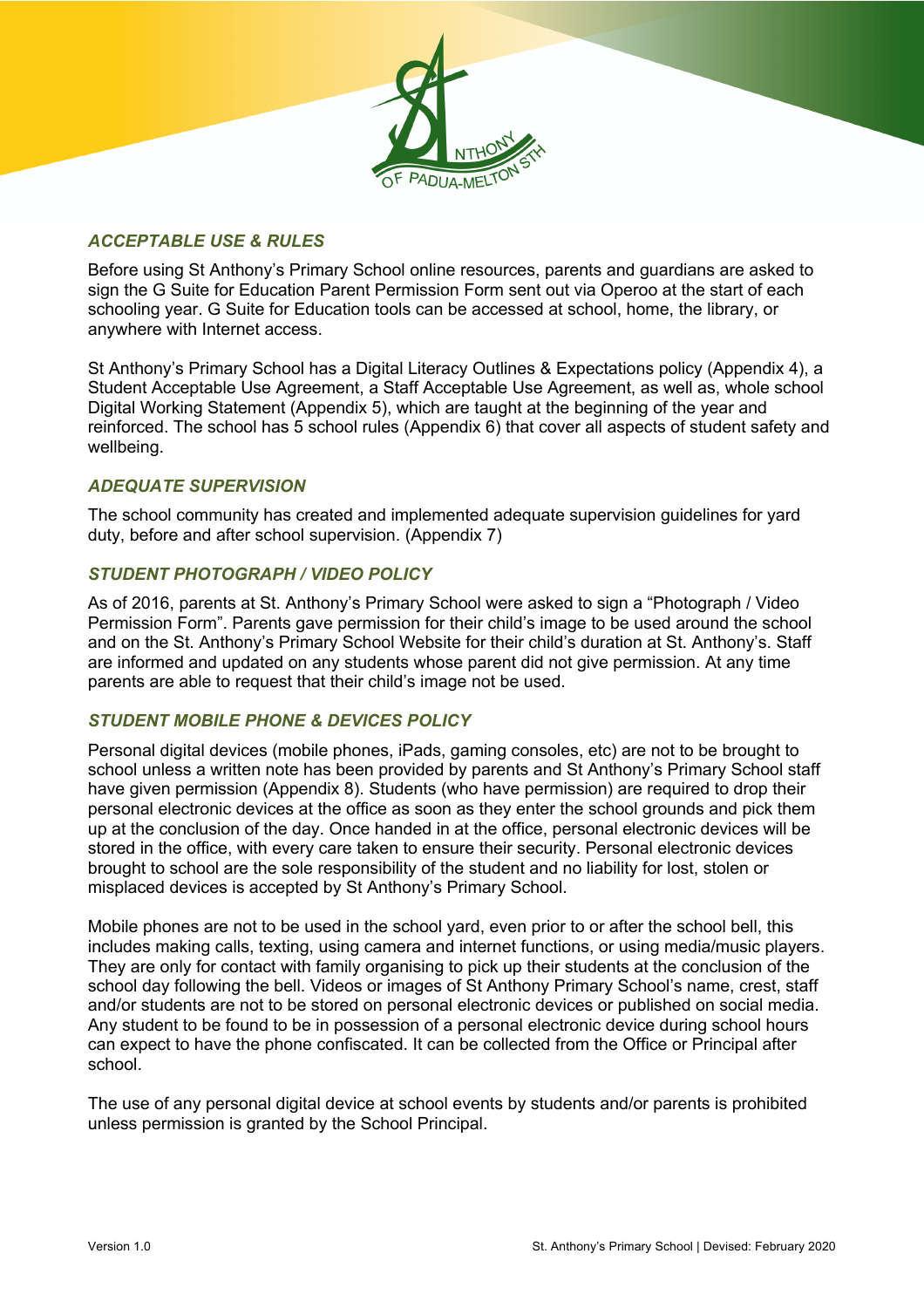### *ACCEPTABLE USE & RULES*

Before using St Anthony's Primary School online resources, parents and guardians are asked to sign the G Suite for Education Parent Permission Form sent out via Operoo at the start of each schooling year. G Suite for Education tools can be accessed at school, home, the library, or anywhere with Internet access.

St Anthony's Primary School has a Digital Literacy Outlines & Expectations policy (Appendix 4), a Student Acceptable Use Agreement, a Staff Acceptable Use Agreement, as well as, whole school Digital Working Statement (Appendix 5), which are taught at the beginning of the year and reinforced. The school has 5 school rules (Appendix 6) that cover all aspects of student safety and wellbeing.

### *ADEQUATE SUPERVISION*

The school community has created and implemented adequate supervision guidelines for yard duty, before and after school supervision. (Appendix 7)

### *STUDENT PHOTOGRAPH / VIDEO POLICY*

As of 2016, parents at St. Anthony's Primary School were asked to sign a "Photograph / Video Permission Form". Parents gave permission for their child's image to be used around the school and on the St. Anthony's Primary School Website for their child's duration at St. Anthony's. Staff are informed and updated on any students whose parent did not give permission. At any time parents are able to request that their child's image not be used.

### *STUDENT MOBILE PHONE & DEVICES POLICY*

Personal digital devices (mobile phones, iPads, gaming consoles, etc) are not to be brought to school unless a written note has been provided by parents and St Anthony's Primary School staff have given permission (Appendix 8). Students (who have permission) are required to drop their personal electronic devices at the office as soon as they enter the school grounds and pick them up at the conclusion of the day. Once handed in at the office, personal electronic devices will be stored in the office, with every care taken to ensure their security. Personal electronic devices brought to school are the sole responsibility of the student and no liability for lost, stolen or misplaced devices is accepted by St Anthony's Primary School.

Mobile phones are not to be used in the school yard, even prior to or after the school bell, this includes making calls, texting, using camera and internet functions, or using media/music players. They are only for contact with family organising to pick up their students at the conclusion of the school day following the bell. Videos or images of St Anthony Primary School's name, crest, staff and/or students are not to be stored on personal electronic devices or published on social media. Any student to be found to be in possession of a personal electronic device during school hours can expect to have the phone confiscated. It can be collected from the Office or Principal after school.

The use of any personal digital device at school events by students and/or parents is prohibited unless permission is granted by the School Principal.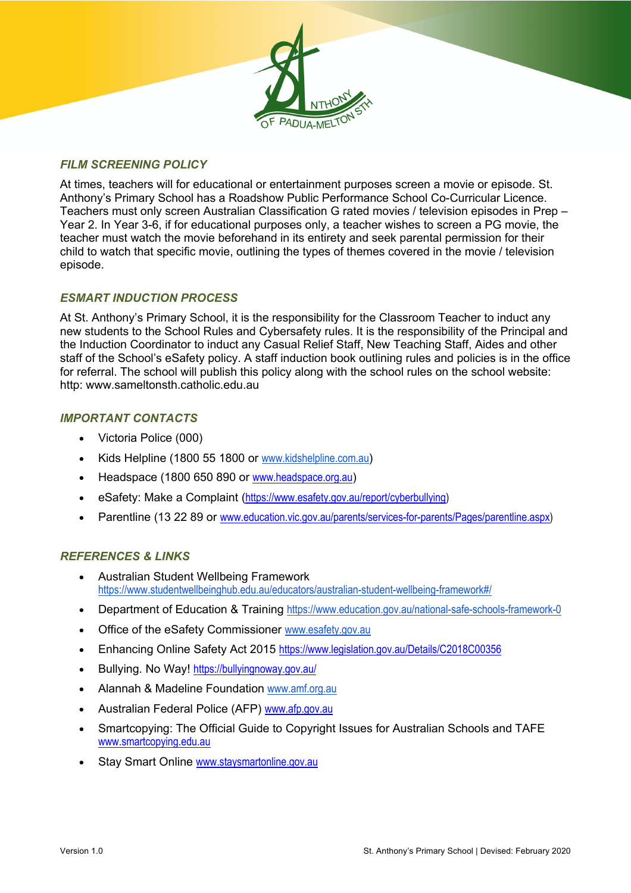### *FILM SCREENING POLICY*

At times, teachers will for educational or entertainment purposes screen a movie or episode. St. Anthony's Primary School has a Roadshow Public Performance School Co-Curricular Licence. Teachers must only screen Australian Classification G rated movies / television episodes in Prep – Year 2. In Year 3-6, if for educational purposes only, a teacher wishes to screen a PG movie, the teacher must watch the movie beforehand in its entirety and seek parental permission for their child to watch that specific movie, outlining the types of themes covered in the movie / television episode.

### *ESMART INDUCTION PROCESS*

At St. Anthony's Primary School, it is the responsibility for the Classroom Teacher to induct any new students to the School Rules and Cybersafety rules. It is the responsibility of the Principal and the Induction Coordinator to induct any Casual Relief Staff, New Teaching Staff, Aides and other staff of the School's eSafety policy. A staff induction book outlining rules and policies is in the office for referral. The school will publish this policy along with the school rules on the school website: http: www.sameltonsth.catholic.edu.au

### *IMPORTANT CONTACTS*

- Victoria Police (000)
- Kids Helpline (1800 55 1800 or www.kidshelpline.com.au)
- Headspace (1800 650 890 or www.headspace.org.au)
- eSafety: Make a Complaint (https://www.esafety.gov.au/report/cyberbullying)
- Parentline (13 22 89 or www.education.vic.gov.au/parents/services-for-parents/Pages/parentline.aspx)

### *REFERENCES & LINKS*

- Australian Student Wellbeing Framework https://www.studentwellbeinghub.edu.au/educators/australian-student-wellbeing-framework#/
- Department of Education & Training https://www.education.gov.au/national-safe-schools-framework-0
- Office of the eSafety Commissioner www.esafety.gov.au
- Enhancing Online Safety Act 2015 https://www.legislation.gov.au/Details/C2018C00356
- Bullying. No Way! https://bullyingnoway.gov.au/
- Alannah & Madeline Foundation www.amf.org.au
- Australian Federal Police (AFP) www.afp.gov.au
- Smartcopying: The Official Guide to Copyright Issues for Australian Schools and TAFE www.smartcopying.edu.au
- Stay Smart Online www.staysmartonline.gov.au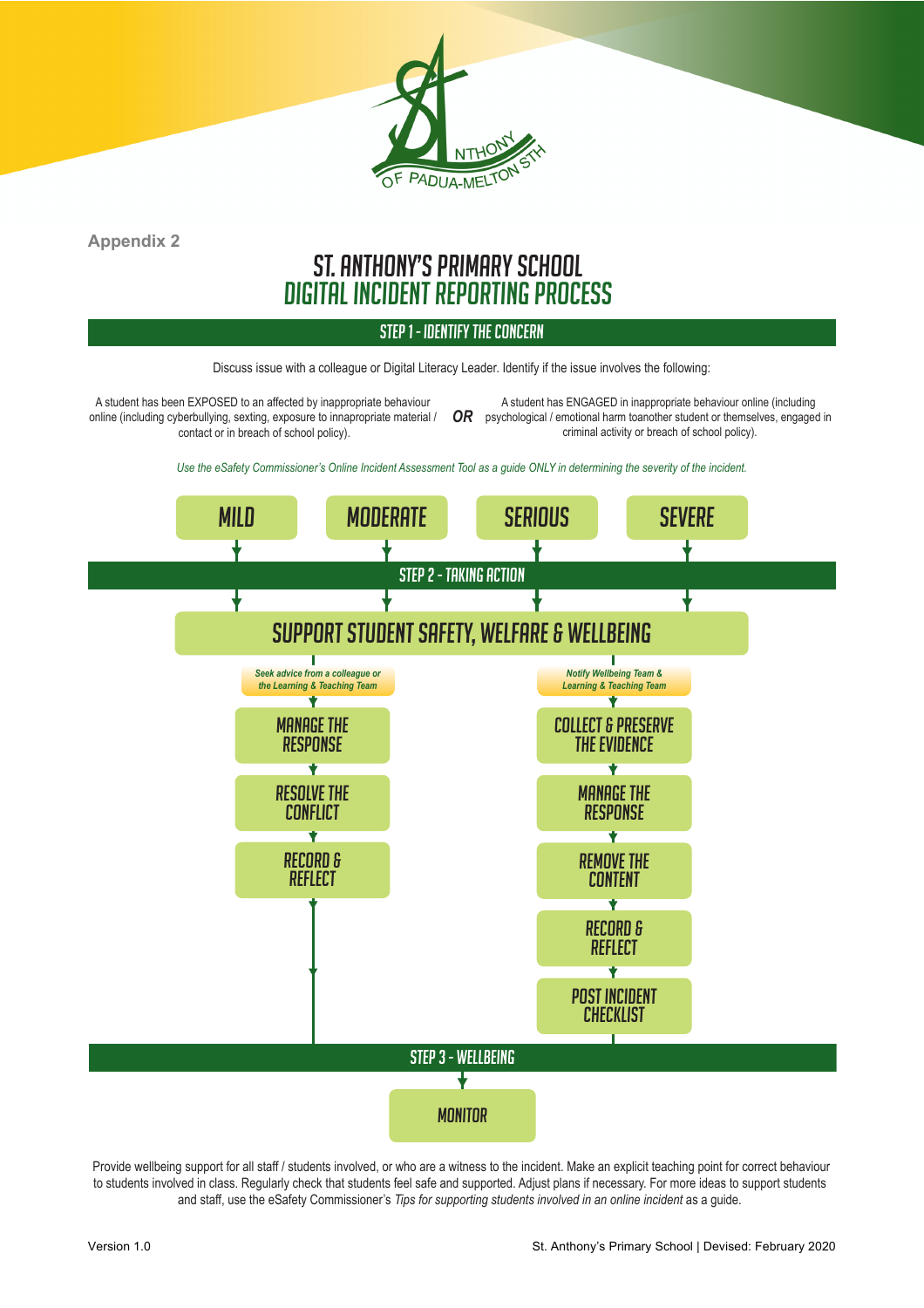Appendix 2

# ST. ANTHONY'S PRIMARY SCHOOL
# DIGITAL INCIDENT REPORTING PROCESS

## STEP 1 - IDENTIFY THE CONCERN

Discuss issue with a colleague or Digital Literacy Leader. Identify if the issue involves the following:

A student has been EXPOSED to an affected by inappropriate behaviour online (including cyberbullying, sexting, exposure to innapropriate material / contact or in breach of school policy).

**OR**

A student has ENGAGED in inappropriate behaviour online (including psychological / emotional harm toanother student or themselves, engaged in criminal activity or breach of school policy).

*Use the eSafety Commissioner's Online Incident Assessment Tool as a guide ONLY in determining the severity of the incident.*

MILD | MODERATE | SERIOUS | SEVERE

## STEP 2 - TAKING ACTION

### SUPPORT STUDENT SAFETY, WELFARE & WELLBEING

*Seek advice from a colleague or the Learning & Teaching Team*

- MANAGE THE RESPONSE
- RESOLVE THE CONFLICT
- RECORD & REFLECT

*Notify Wellbeing Team & Learning & Teaching Team*

- COLLECT & PRESERVE THE EVIDENCE
- MANAGE THE RESPONSE
- REMOVE THE CONTENT
- RECORD & REFLECT
- POST INCIDENT CHECKLIST

## STEP 3 - WELLBEING

MONITOR

Provide wellbeing support for all staff / students involved, or who are a witness to the incident. Make an explicit teaching point for correct behaviour to students involved in class. Regularly check that students feel safe and supported. Adjust plans if necessary. For more ideas to support students and staff, use the eSafety Commissioner's *Tips for supporting students involved in an online incident* as a guide.

Version 1.0

St. Anthony's Primary School | Devised: February 2020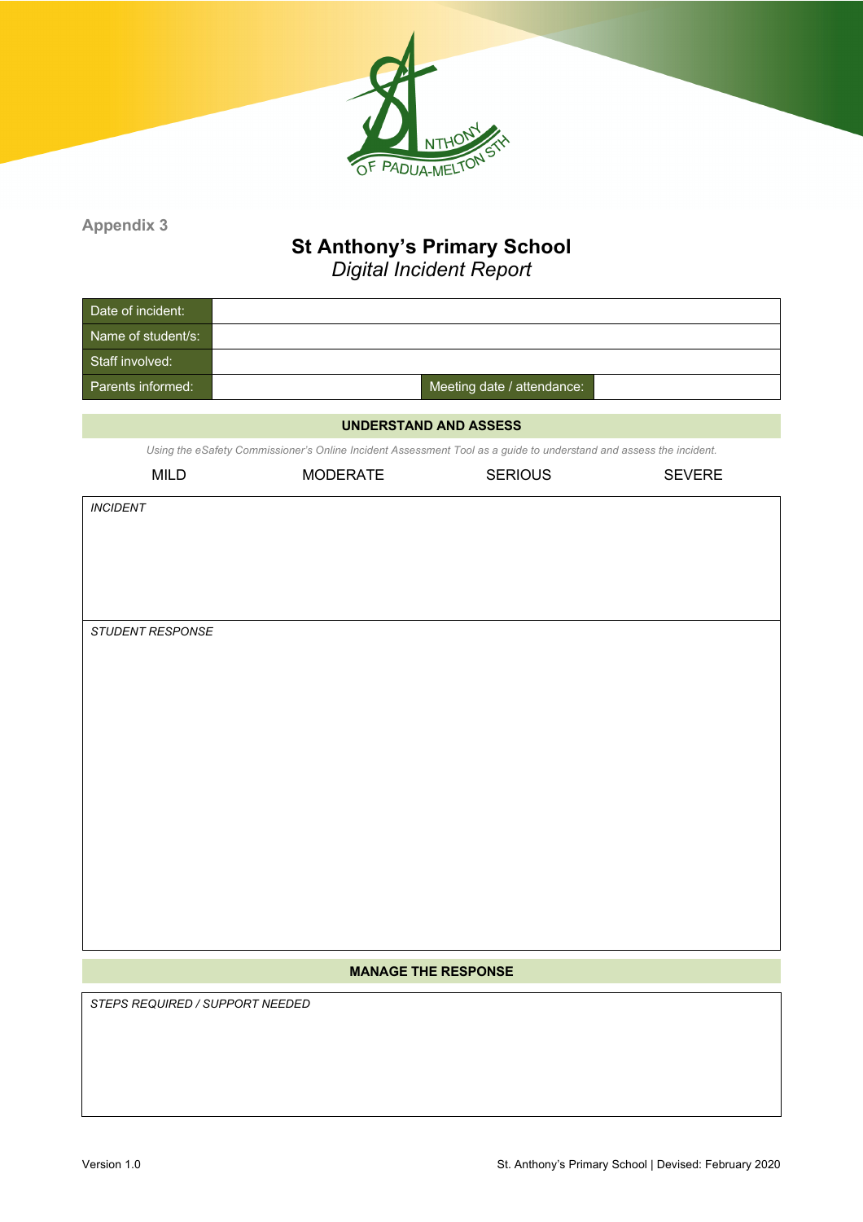Appendix 3

# St Anthony's Primary School

*Digital Incident Report*

| Date of incident: | | | |
|---|---|---|---|
| Name of student/s: | | | |
| Staff involved: | | | |
| Parents informed: | | Meeting date / attendance: | |

## UNDERSTAND AND ASSESS

*Using the eSafety Commissioner's Online Incident Assessment Tool as a guide to understand and assess the incident.*

MILD MODERATE SERIOUS SEVERE

| *INCIDENT* |
|---|
| |

| *STUDENT RESPONSE* |
|---|
| |

## MANAGE THE RESPONSE

| *STEPS REQUIRED / SUPPORT NEEDED* |
|---|
| |

Version 1.0

St. Anthony's Primary School | Devised: February 2020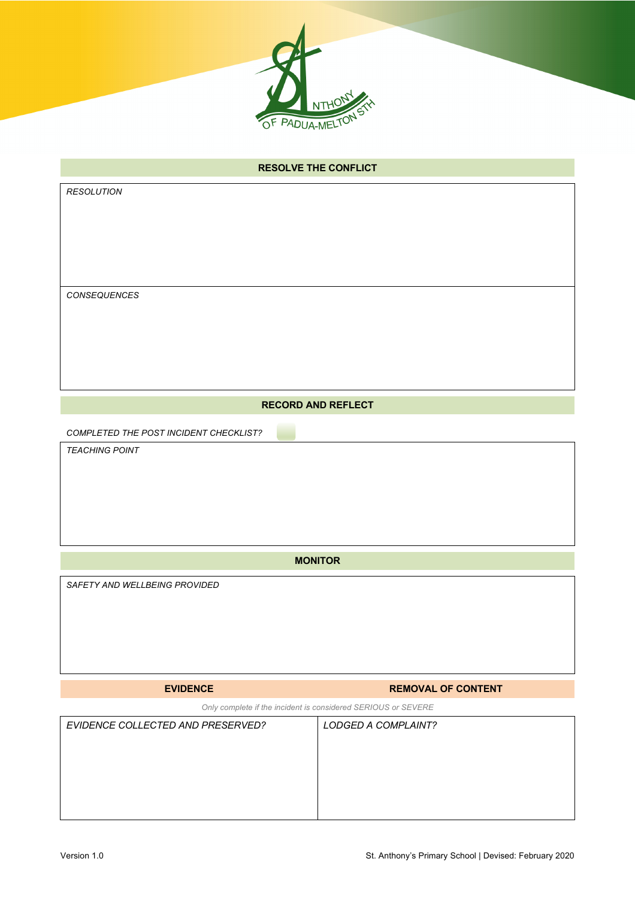## RESOLVE THE CONFLICT

| *RESOLUTION* |
| --- |
| *CONSEQUENCES* |

## RECORD AND REFLECT

*COMPLETED THE POST INCIDENT CHECKLIST?* ☐

| *TEACHING POINT* |
| --- |

## MONITOR

| *SAFETY AND WELLBEING PROVIDED* |
| --- |

| EVIDENCE | REMOVAL OF CONTENT |
| --- | --- |

*Only complete if the incident is considered SERIOUS or SEVERE*

| *EVIDENCE COLLECTED AND PRESERVED?* | *LODGED A COMPLAINT?* |
| --- | --- |
| | |

Version 1.0

St. Anthony's Primary School | Devised: February 2020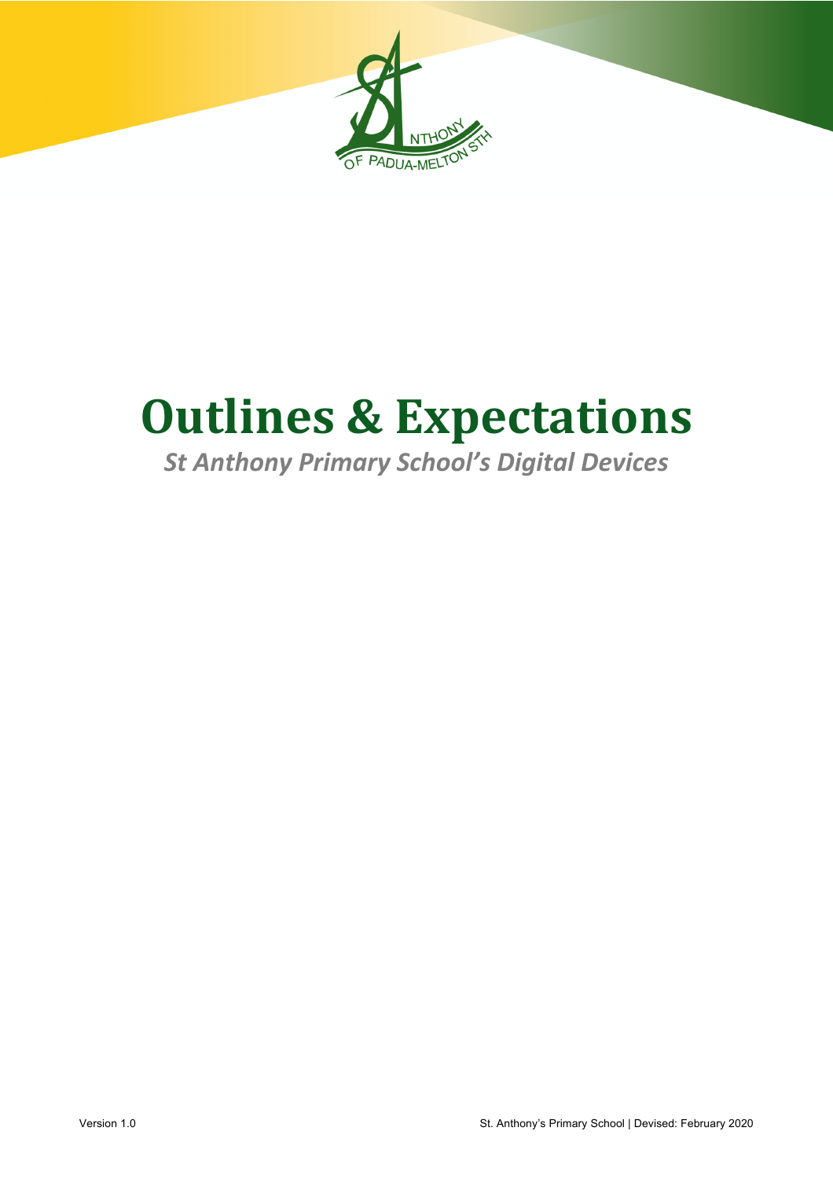# Outlines & Expectations

*St Anthony Primary School's Digital Devices*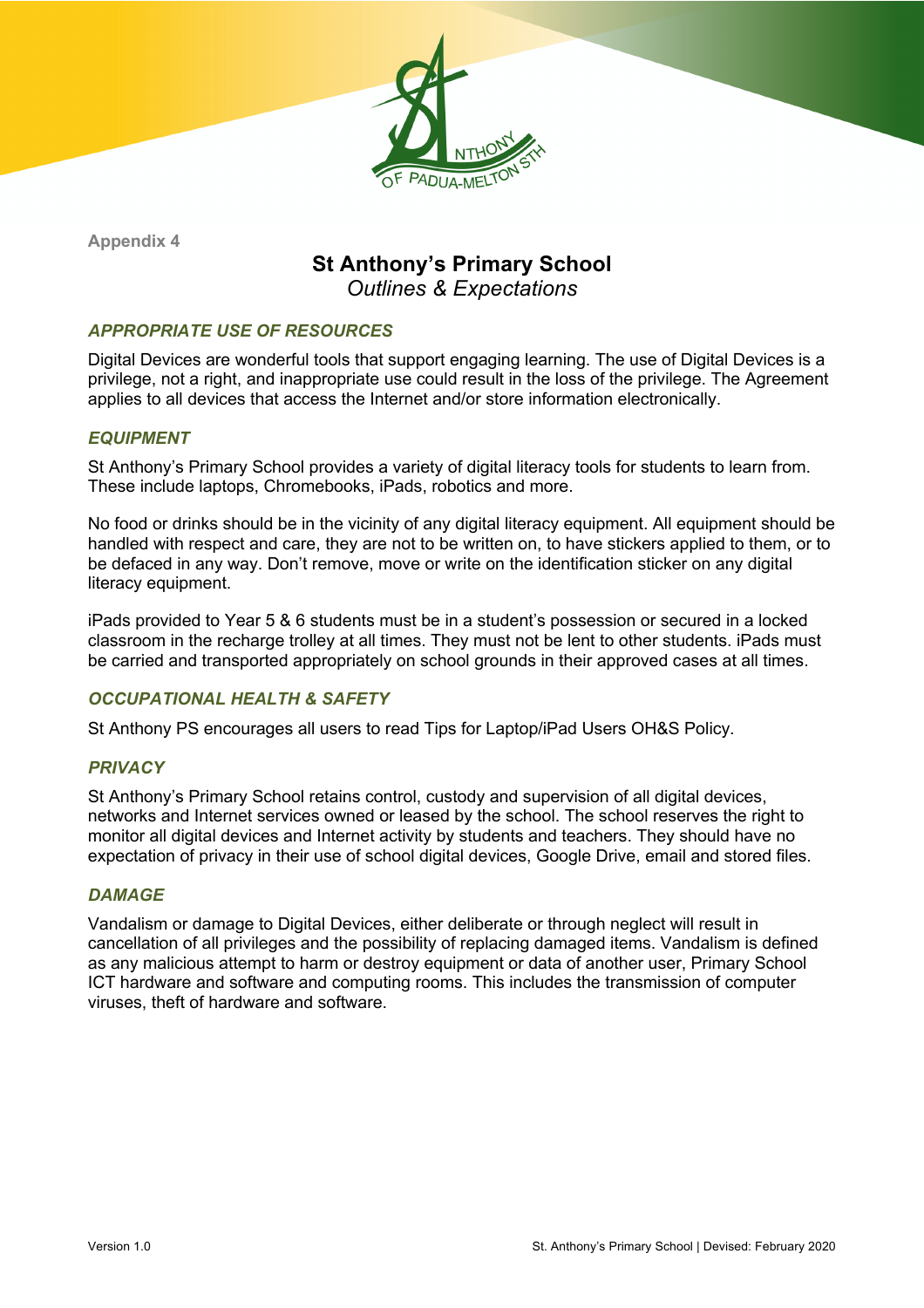Appendix 4

# St Anthony's Primary School

*Outlines & Expectations*

## *APPROPRIATE USE OF RESOURCES*

Digital Devices are wonderful tools that support engaging learning. The use of Digital Devices is a privilege, not a right, and inappropriate use could result in the loss of the privilege. The Agreement applies to all devices that access the Internet and/or store information electronically.

## *EQUIPMENT*

St Anthony's Primary School provides a variety of digital literacy tools for students to learn from. These include laptops, Chromebooks, iPads, robotics and more.

No food or drinks should be in the vicinity of any digital literacy equipment. All equipment should be handled with respect and care, they are not to be written on, to have stickers applied to them, or to be defaced in any way. Don't remove, move or write on the identification sticker on any digital literacy equipment.

iPads provided to Year 5 & 6 students must be in a student's possession or secured in a locked classroom in the recharge trolley at all times. They must not be lent to other students. iPads must be carried and transported appropriately on school grounds in their approved cases at all times.

## *OCCUPATIONAL HEALTH & SAFETY*

St Anthony PS encourages all users to read Tips for Laptop/iPad Users OH&S Policy.

## *PRIVACY*

St Anthony's Primary School retains control, custody and supervision of all digital devices, networks and Internet services owned or leased by the school. The school reserves the right to monitor all digital devices and Internet activity by students and teachers. They should have no expectation of privacy in their use of school digital devices, Google Drive, email and stored files.

## *DAMAGE*

Vandalism or damage to Digital Devices, either deliberate or through neglect will result in cancellation of all privileges and the possibility of replacing damaged items. Vandalism is defined as any malicious attempt to harm or destroy equipment or data of another user, Primary School ICT hardware and software and computing rooms. This includes the transmission of computer viruses, theft of hardware and software.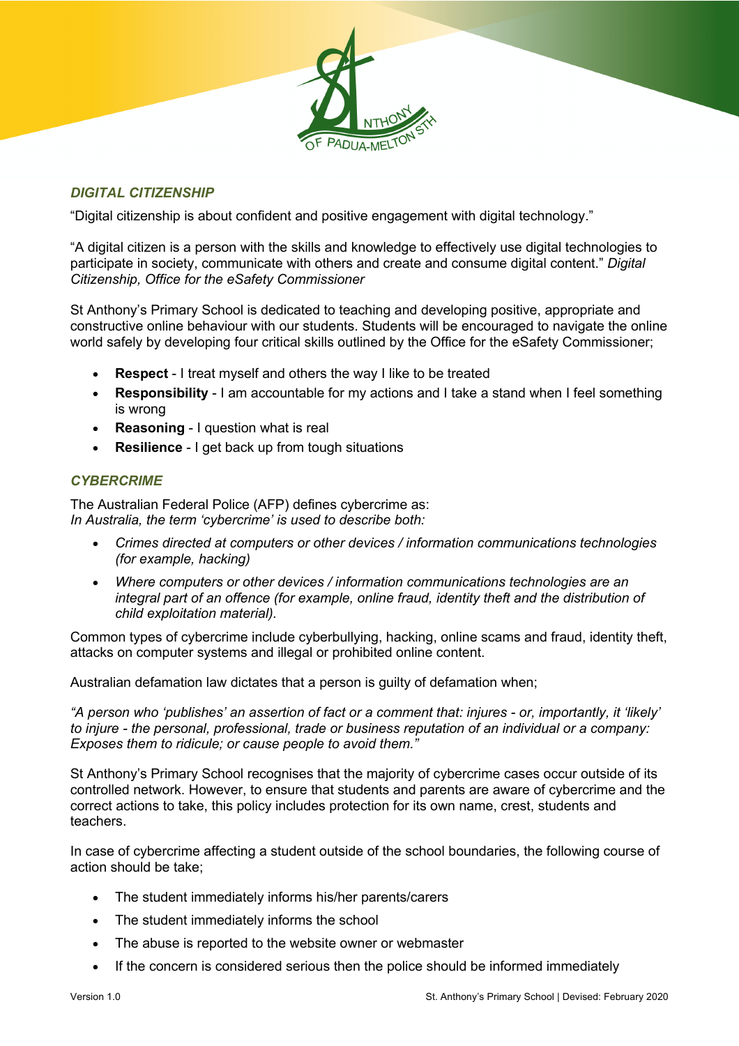## *DIGITAL CITIZENSHIP*

"Digital citizenship is about confident and positive engagement with digital technology."

"A digital citizen is a person with the skills and knowledge to effectively use digital technologies to participate in society, communicate with others and create and consume digital content." *Digital Citizenship, Office for the eSafety Commissioner*

St Anthony's Primary School is dedicated to teaching and developing positive, appropriate and constructive online behaviour with our students. Students will be encouraged to navigate the online world safely by developing four critical skills outlined by the Office for the eSafety Commissioner;

- **Respect** - I treat myself and others the way I like to be treated
- **Responsibility** - I am accountable for my actions and I take a stand when I feel something is wrong
- **Reasoning** - I question what is real
- **Resilience** - I get back up from tough situations

## *CYBERCRIME*

The Australian Federal Police (AFP) defines cybercrime as:
*In Australia, the term 'cybercrime' is used to describe both:*

- *Crimes directed at computers or other devices / information communications technologies (for example, hacking)*
- *Where computers or other devices / information communications technologies are an integral part of an offence (for example, online fraud, identity theft and the distribution of child exploitation material).*

Common types of cybercrime include cyberbullying, hacking, online scams and fraud, identity theft, attacks on computer systems and illegal or prohibited online content.

Australian defamation law dictates that a person is guilty of defamation when;

*"A person who 'publishes' an assertion of fact or a comment that: injures - or, importantly, it 'likely' to injure - the personal, professional, trade or business reputation of an individual or a company: Exposes them to ridicule; or cause people to avoid them."*

St Anthony's Primary School recognises that the majority of cybercrime cases occur outside of its controlled network. However, to ensure that students and parents are aware of cybercrime and the correct actions to take, this policy includes protection for its own name, crest, students and teachers.

In case of cybercrime affecting a student outside of the school boundaries, the following course of action should be take;

- The student immediately informs his/her parents/carers
- The student immediately informs the school
- The abuse is reported to the website owner or webmaster
- If the concern is considered serious then the police should be informed immediately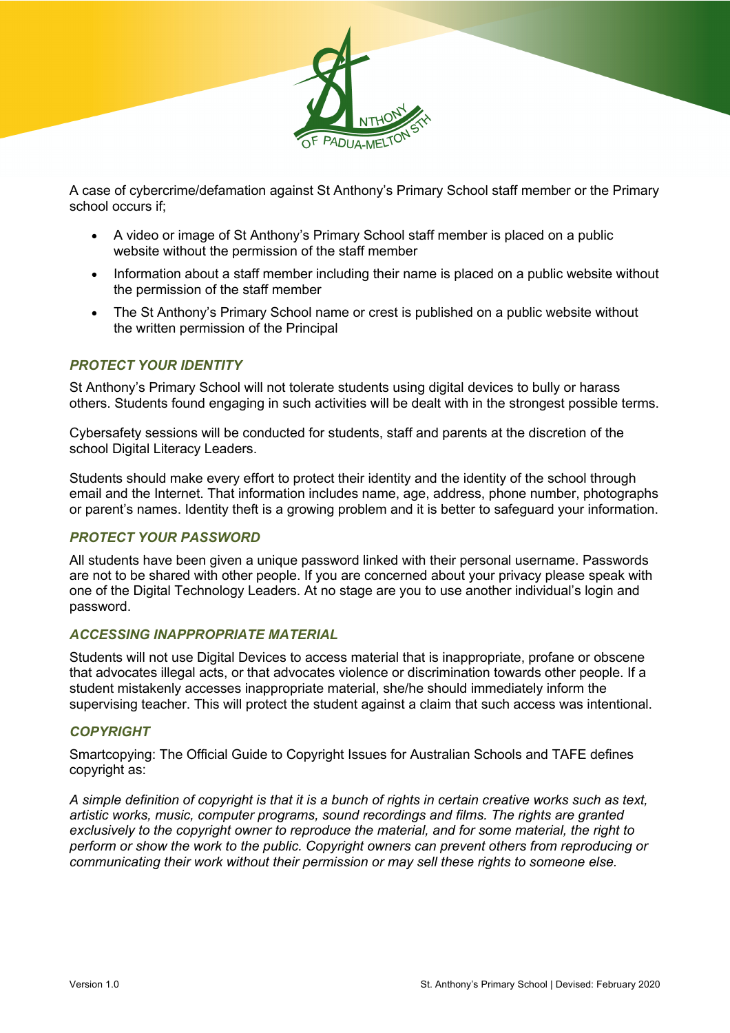A case of cybercrime/defamation against St Anthony's Primary School staff member or the Primary school occurs if;

- A video or image of St Anthony's Primary School staff member is placed on a public website without the permission of the staff member
- Information about a staff member including their name is placed on a public website without the permission of the staff member
- The St Anthony's Primary School name or crest is published on a public website without the written permission of the Principal

### *PROTECT YOUR IDENTITY*

St Anthony's Primary School will not tolerate students using digital devices to bully or harass others. Students found engaging in such activities will be dealt with in the strongest possible terms.

Cybersafety sessions will be conducted for students, staff and parents at the discretion of the school Digital Literacy Leaders.

Students should make every effort to protect their identity and the identity of the school through email and the Internet. That information includes name, age, address, phone number, photographs or parent's names. Identity theft is a growing problem and it is better to safeguard your information.

### *PROTECT YOUR PASSWORD*

All students have been given a unique password linked with their personal username. Passwords are not to be shared with other people. If you are concerned about your privacy please speak with one of the Digital Technology Leaders. At no stage are you to use another individual's login and password.

### *ACCESSING INAPPROPRIATE MATERIAL*

Students will not use Digital Devices to access material that is inappropriate, profane or obscene that advocates illegal acts, or that advocates violence or discrimination towards other people. If a student mistakenly accesses inappropriate material, she/he should immediately inform the supervising teacher. This will protect the student against a claim that such access was intentional.

### *COPYRIGHT*

Smartcopying: The Official Guide to Copyright Issues for Australian Schools and TAFE defines copyright as:

*A simple definition of copyright is that it is a bunch of rights in certain creative works such as text, artistic works, music, computer programs, sound recordings and films. The rights are granted exclusively to the copyright owner to reproduce the material, and for some material, the right to perform or show the work to the public. Copyright owners can prevent others from reproducing or communicating their work without their permission or may sell these rights to someone else.*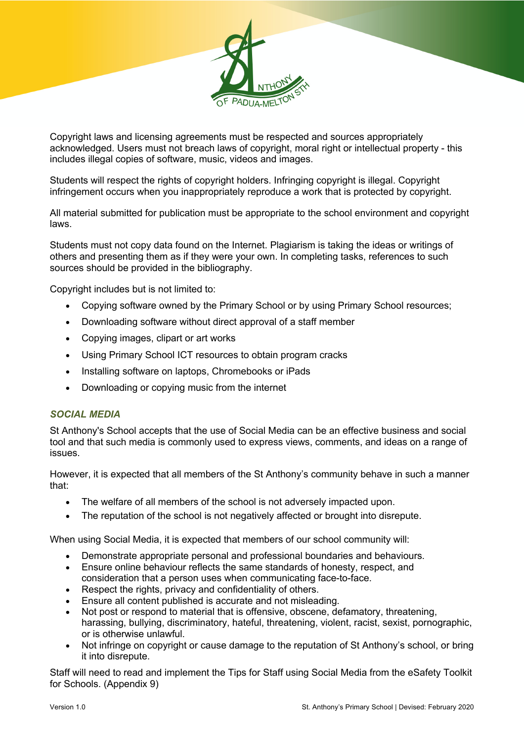Copyright laws and licensing agreements must be respected and sources appropriately acknowledged. Users must not breach laws of copyright, moral right or intellectual property - this includes illegal copies of software, music, videos and images.

Students will respect the rights of copyright holders. Infringing copyright is illegal. Copyright infringement occurs when you inappropriately reproduce a work that is protected by copyright.

All material submitted for publication must be appropriate to the school environment and copyright laws.

Students must not copy data found on the Internet. Plagiarism is taking the ideas or writings of others and presenting them as if they were your own. In completing tasks, references to such sources should be provided in the bibliography.

Copyright includes but is not limited to:

- Copying software owned by the Primary School or by using Primary School resources;
- Downloading software without direct approval of a staff member
- Copying images, clipart or art works
- Using Primary School ICT resources to obtain program cracks
- Installing software on laptops, Chromebooks or iPads
- Downloading or copying music from the internet

## *SOCIAL MEDIA*

St Anthony's School accepts that the use of Social Media can be an effective business and social tool and that such media is commonly used to express views, comments, and ideas on a range of issues.

However, it is expected that all members of the St Anthony's community behave in such a manner that:

- The welfare of all members of the school is not adversely impacted upon.
- The reputation of the school is not negatively affected or brought into disrepute.

When using Social Media, it is expected that members of our school community will:

- Demonstrate appropriate personal and professional boundaries and behaviours.
- Ensure online behaviour reflects the same standards of honesty, respect, and consideration that a person uses when communicating face-to-face.
- Respect the rights, privacy and confidentiality of others.
- Ensure all content published is accurate and not misleading.
- Not post or respond to material that is offensive, obscene, defamatory, threatening, harassing, bullying, discriminatory, hateful, threatening, violent, racist, sexist, pornographic, or is otherwise unlawful.
- Not infringe on copyright or cause damage to the reputation of St Anthony's school, or bring it into disrepute.

Staff will need to read and implement the Tips for Staff using Social Media from the eSafety Toolkit for Schools. (Appendix 9)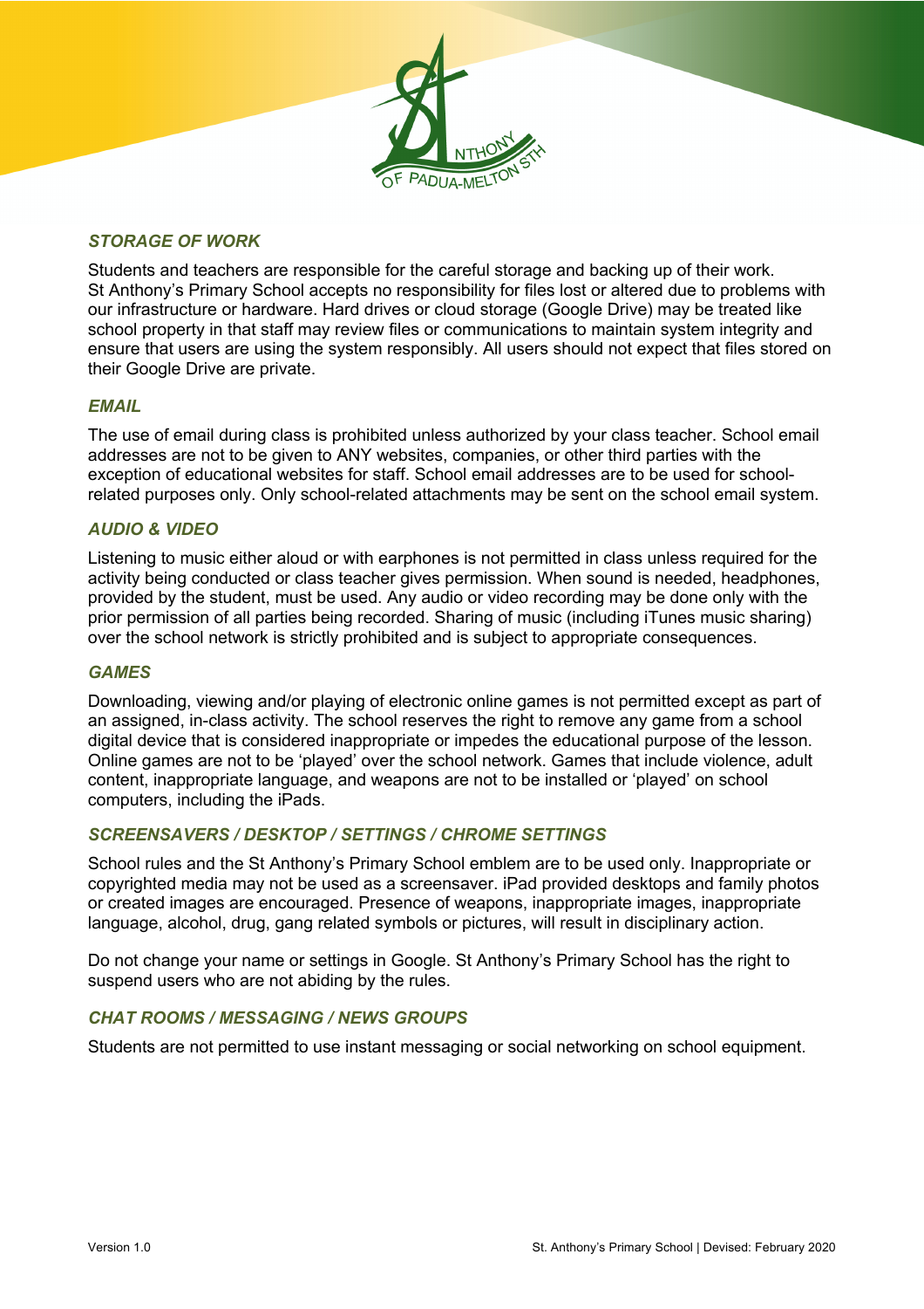### *STORAGE OF WORK*

Students and teachers are responsible for the careful storage and backing up of their work. St Anthony's Primary School accepts no responsibility for files lost or altered due to problems with our infrastructure or hardware. Hard drives or cloud storage (Google Drive) may be treated like school property in that staff may review files or communications to maintain system integrity and ensure that users are using the system responsibly. All users should not expect that files stored on their Google Drive are private.

### *EMAIL*

The use of email during class is prohibited unless authorized by your class teacher. School email addresses are not to be given to ANY websites, companies, or other third parties with the exception of educational websites for staff. School email addresses are to be used for school-related purposes only. Only school-related attachments may be sent on the school email system.

### *AUDIO & VIDEO*

Listening to music either aloud or with earphones is not permitted in class unless required for the activity being conducted or class teacher gives permission. When sound is needed, headphones, provided by the student, must be used. Any audio or video recording may be done only with the prior permission of all parties being recorded. Sharing of music (including iTunes music sharing) over the school network is strictly prohibited and is subject to appropriate consequences.

### *GAMES*

Downloading, viewing and/or playing of electronic online games is not permitted except as part of an assigned, in-class activity. The school reserves the right to remove any game from a school digital device that is considered inappropriate or impedes the educational purpose of the lesson. Online games are not to be 'played' over the school network. Games that include violence, adult content, inappropriate language, and weapons are not to be installed or 'played' on school computers, including the iPads.

### *SCREENSAVERS / DESKTOP / SETTINGS / CHROME SETTINGS*

School rules and the St Anthony's Primary School emblem are to be used only. Inappropriate or copyrighted media may not be used as a screensaver. iPad provided desktops and family photos or created images are encouraged. Presence of weapons, inappropriate images, inappropriate language, alcohol, drug, gang related symbols or pictures, will result in disciplinary action.

Do not change your name or settings in Google. St Anthony's Primary School has the right to suspend users who are not abiding by the rules.

### *CHAT ROOMS / MESSAGING / NEWS GROUPS*

Students are not permitted to use instant messaging or social networking on school equipment.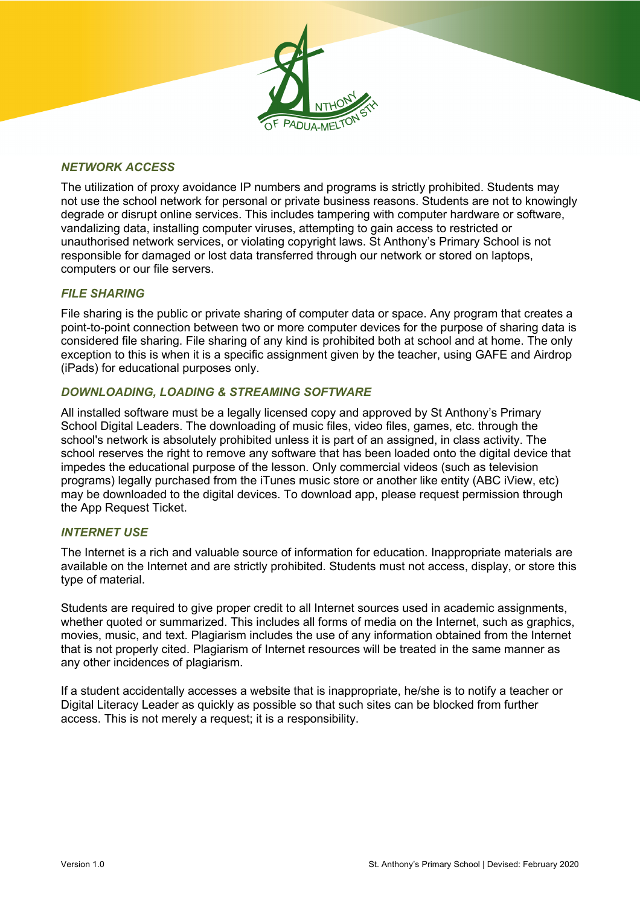### *NETWORK ACCESS*

The utilization of proxy avoidance IP numbers and programs is strictly prohibited. Students may not use the school network for personal or private business reasons. Students are not to knowingly degrade or disrupt online services. This includes tampering with computer hardware or software, vandalizing data, installing computer viruses, attempting to gain access to restricted or unauthorised network services, or violating copyright laws. St Anthony's Primary School is not responsible for damaged or lost data transferred through our network or stored on laptops, computers or our file servers.

### *FILE SHARING*

File sharing is the public or private sharing of computer data or space. Any program that creates a point-to-point connection between two or more computer devices for the purpose of sharing data is considered file sharing. File sharing of any kind is prohibited both at school and at home. The only exception to this is when it is a specific assignment given by the teacher, using GAFE and Airdrop (iPads) for educational purposes only.

### *DOWNLOADING, LOADING & STREAMING SOFTWARE*

All installed software must be a legally licensed copy and approved by St Anthony's Primary School Digital Leaders. The downloading of music files, video files, games, etc. through the school's network is absolutely prohibited unless it is part of an assigned, in class activity. The school reserves the right to remove any software that has been loaded onto the digital device that impedes the educational purpose of the lesson. Only commercial videos (such as television programs) legally purchased from the iTunes music store or another like entity (ABC iView, etc) may be downloaded to the digital devices. To download app, please request permission through the App Request Ticket.

### *INTERNET USE*

The Internet is a rich and valuable source of information for education. Inappropriate materials are available on the Internet and are strictly prohibited. Students must not access, display, or store this type of material.

Students are required to give proper credit to all Internet sources used in academic assignments, whether quoted or summarized. This includes all forms of media on the Internet, such as graphics, movies, music, and text. Plagiarism includes the use of any information obtained from the Internet that is not properly cited. Plagiarism of Internet resources will be treated in the same manner as any other incidences of plagiarism.

If a student accidentally accesses a website that is inappropriate, he/she is to notify a teacher or Digital Literacy Leader as quickly as possible so that such sites can be blocked from further access. This is not merely a request; it is a responsibility.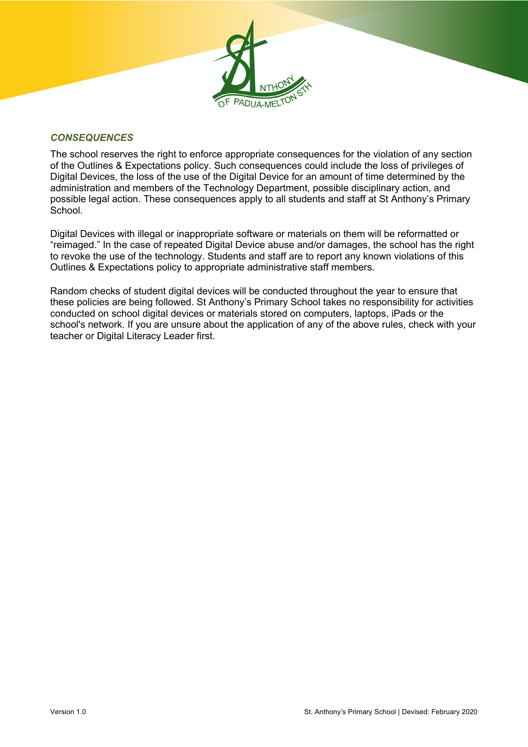### *CONSEQUENCES*

The school reserves the right to enforce appropriate consequences for the violation of any section of the Outlines & Expectations policy. Such consequences could include the loss of privileges of Digital Devices, the loss of the use of the Digital Device for an amount of time determined by the administration and members of the Technology Department, possible disciplinary action, and possible legal action. These consequences apply to all students and staff at St Anthony's Primary School.

Digital Devices with illegal or inappropriate software or materials on them will be reformatted or "reimaged." In the case of repeated Digital Device abuse and/or damages, the school has the right to revoke the use of the technology. Students and staff are to report any known violations of this Outlines & Expectations policy to appropriate administrative staff members.

Random checks of student digital devices will be conducted throughout the year to ensure that these policies are being followed. St Anthony's Primary School takes no responsibility for activities conducted on school digital devices or materials stored on computers, laptops, iPads or the school's network. If you are unsure about the application of any of the above rules, check with your teacher or Digital Literacy Leader first.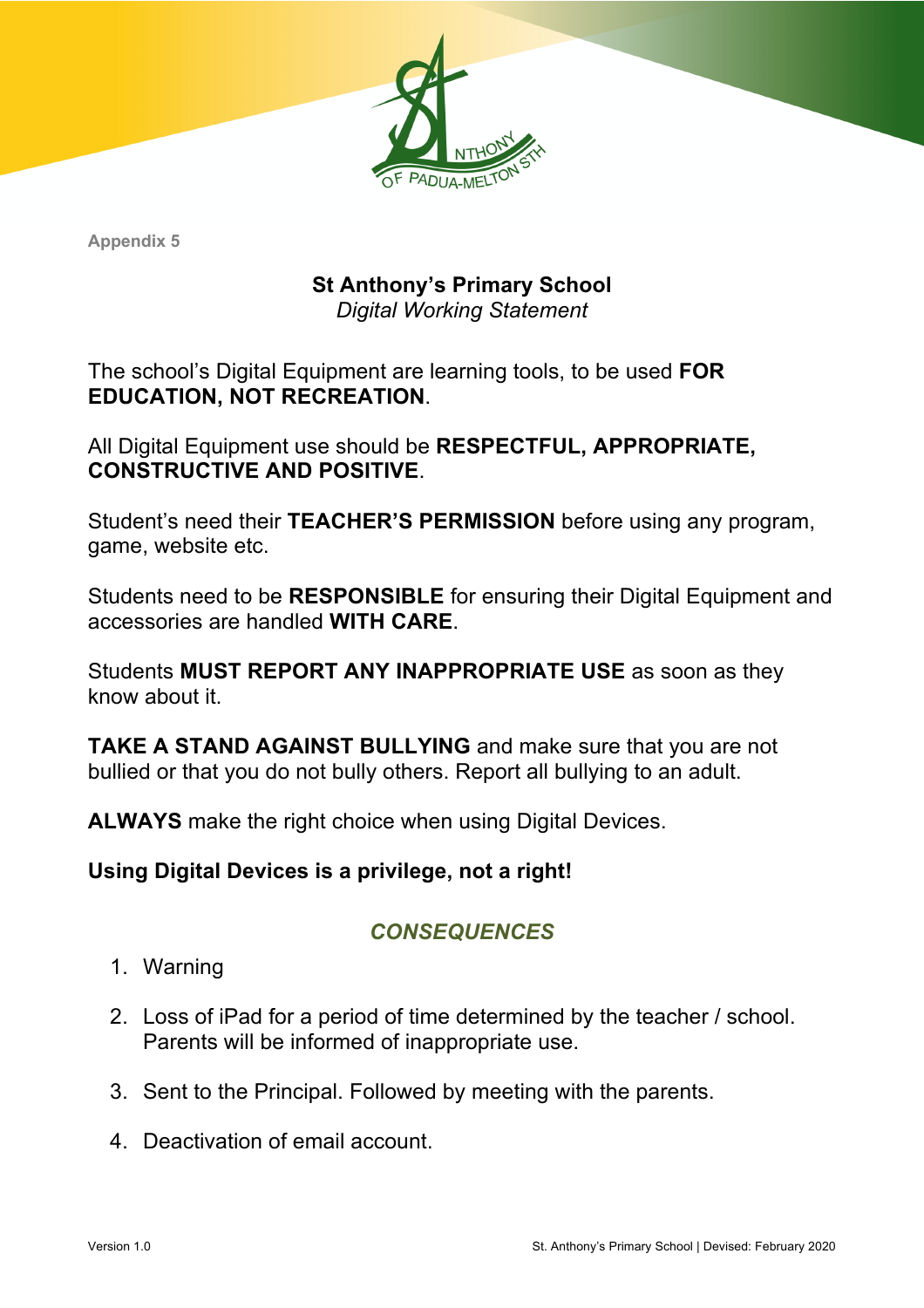Appendix 5

# St Anthony's Primary School

*Digital Working Statement*

The school's Digital Equipment are learning tools, to be used **FOR EDUCATION, NOT RECREATION**.

All Digital Equipment use should be **RESPECTFUL, APPROPRIATE, CONSTRUCTIVE AND POSITIVE**.

Student's need their **TEACHER'S PERMISSION** before using any program, game, website etc.

Students need to be **RESPONSIBLE** for ensuring their Digital Equipment and accessories are handled **WITH CARE**.

Students **MUST REPORT ANY INAPPROPRIATE USE** as soon as they know about it.

**TAKE A STAND AGAINST BULLYING** and make sure that you are not bullied or that you do not bully others. Report all bullying to an adult.

**ALWAYS** make the right choice when using Digital Devices.

**Using Digital Devices is a privilege, not a right!**

## *CONSEQUENCES*

1. Warning
2. Loss of iPad for a period of time determined by the teacher / school. Parents will be informed of inappropriate use.
3. Sent to the Principal. Followed by meeting with the parents.
4. Deactivation of email account.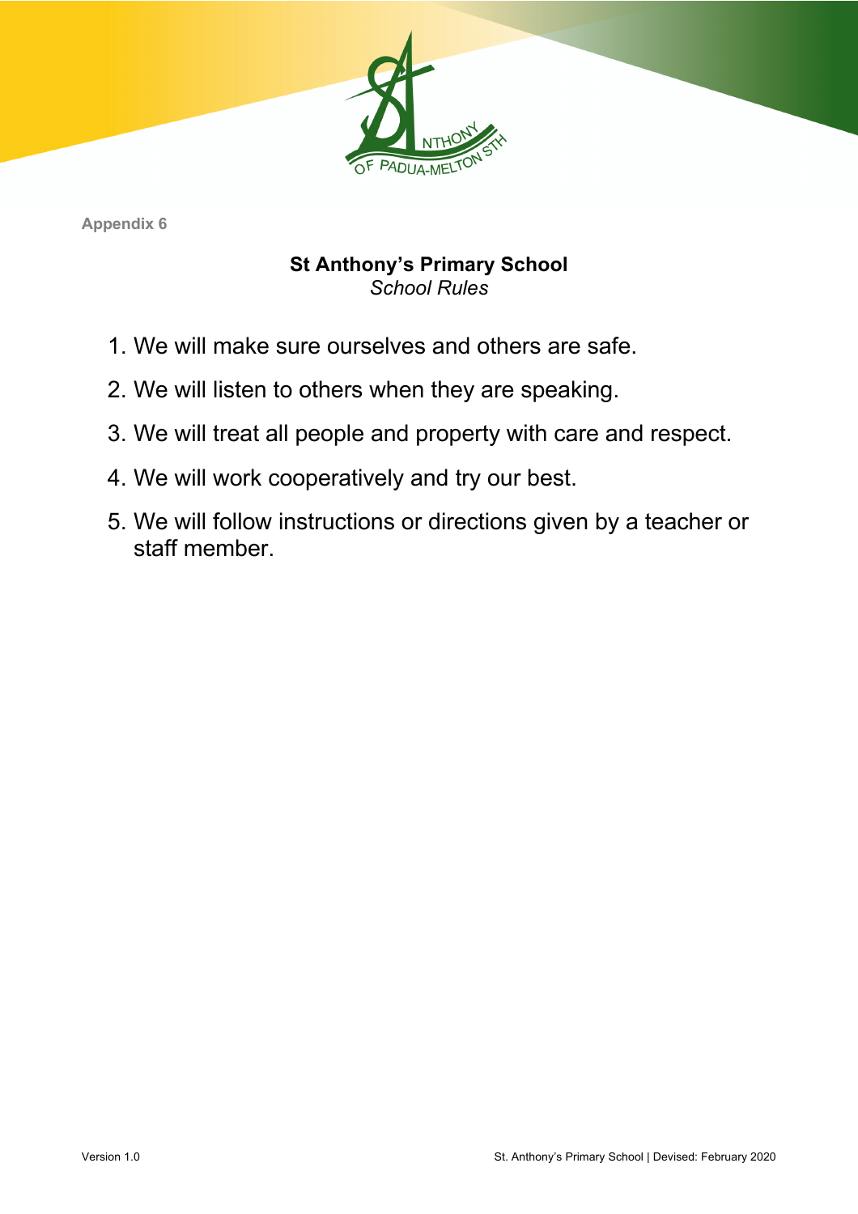Appendix 6

# St Anthony's Primary School

*School Rules*

1. We will make sure ourselves and others are safe.
2. We will listen to others when they are speaking.
3. We will treat all people and property with care and respect.
4. We will work cooperatively and try our best.
5. We will follow instructions or directions given by a teacher or staff member.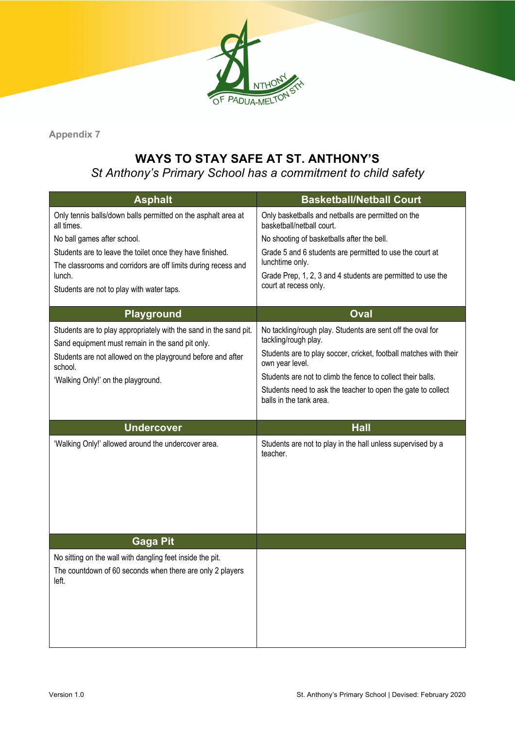Appendix 7

# WAYS TO STAY SAFE AT ST. ANTHONY'S

*St Anthony's Primary School has a commitment to child safety*

| Asphalt | Basketball/Netball Court |
|---|---|
| Only tennis balls/down balls permitted on the asphalt area at all times.<br>No ball games after school.<br>Students are to leave the toilet once they have finished.<br>The classrooms and corridors are off limits during recess and lunch.<br>Students are not to play with water taps. | Only basketballs and netballs are permitted on the basketball/netball court.<br>No shooting of basketballs after the bell.<br>Grade 5 and 6 students are permitted to use the court at lunchtime only.<br>Grade Prep, 1, 2, 3 and 4 students are permitted to use the court at recess only. |
| **Playground** | **Oval** |
| Students are to play appropriately with the sand in the sand pit.<br>Sand equipment must remain in the sand pit only.<br>Students are not allowed on the playground before and after school.<br>'Walking Only!' on the playground. | No tackling/rough play. Students are sent off the oval for tackling/rough play.<br>Students are to play soccer, cricket, football matches with their own year level.<br>Students are not to climb the fence to collect their balls.<br>Students need to ask the teacher to open the gate to collect balls in the tank area. |
| **Undercover** | **Hall** |
| 'Walking Only!' allowed around the undercover area. | Students are not to play in the hall unless supervised by a teacher. |
| **Gaga Pit** | |
| No sitting on the wall with dangling feet inside the pit.<br>The countdown of 60 seconds when there are only 2 players left. | |

Version 1.0 | St. Anthony's Primary School | Devised: February 2020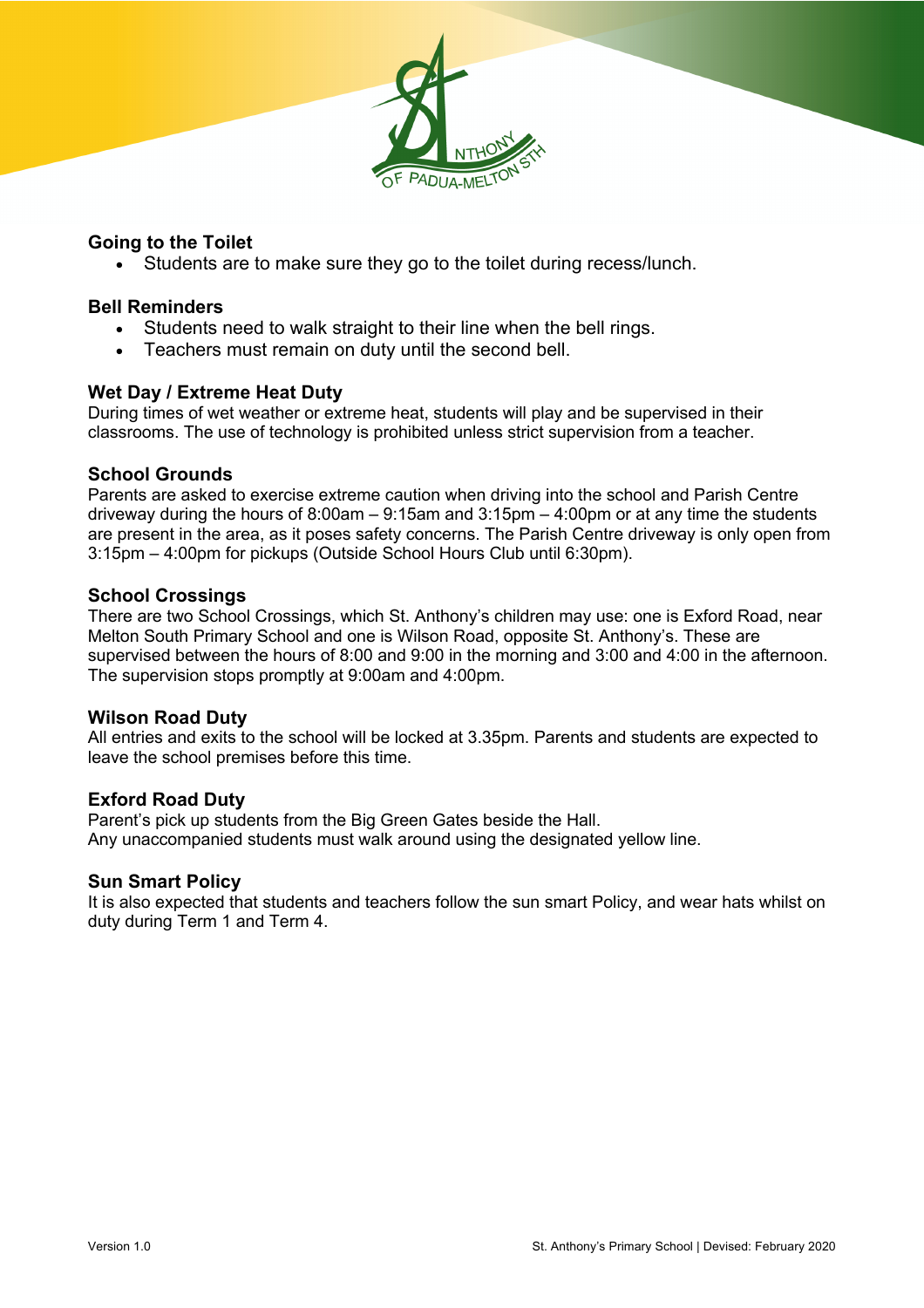### Going to the Toilet

- Students are to make sure they go to the toilet during recess/lunch.

### Bell Reminders

- Students need to walk straight to their line when the bell rings.
- Teachers must remain on duty until the second bell.

### Wet Day / Extreme Heat Duty

During times of wet weather or extreme heat, students will play and be supervised in their classrooms. The use of technology is prohibited unless strict supervision from a teacher.

### School Grounds

Parents are asked to exercise extreme caution when driving into the school and Parish Centre driveway during the hours of 8:00am – 9:15am and 3:15pm – 4:00pm or at any time the students are present in the area, as it poses safety concerns. The Parish Centre driveway is only open from 3:15pm – 4:00pm for pickups (Outside School Hours Club until 6:30pm).

### School Crossings

There are two School Crossings, which St. Anthony's children may use: one is Exford Road, near Melton South Primary School and one is Wilson Road, opposite St. Anthony's. These are supervised between the hours of 8:00 and 9:00 in the morning and 3:00 and 4:00 in the afternoon. The supervision stops promptly at 9:00am and 4:00pm.

### Wilson Road Duty

All entries and exits to the school will be locked at 3.35pm. Parents and students are expected to leave the school premises before this time.

### Exford Road Duty

Parent's pick up students from the Big Green Gates beside the Hall.
Any unaccompanied students must walk around using the designated yellow line.

### Sun Smart Policy

It is also expected that students and teachers follow the sun smart Policy, and wear hats whilst on duty during Term 1 and Term 4.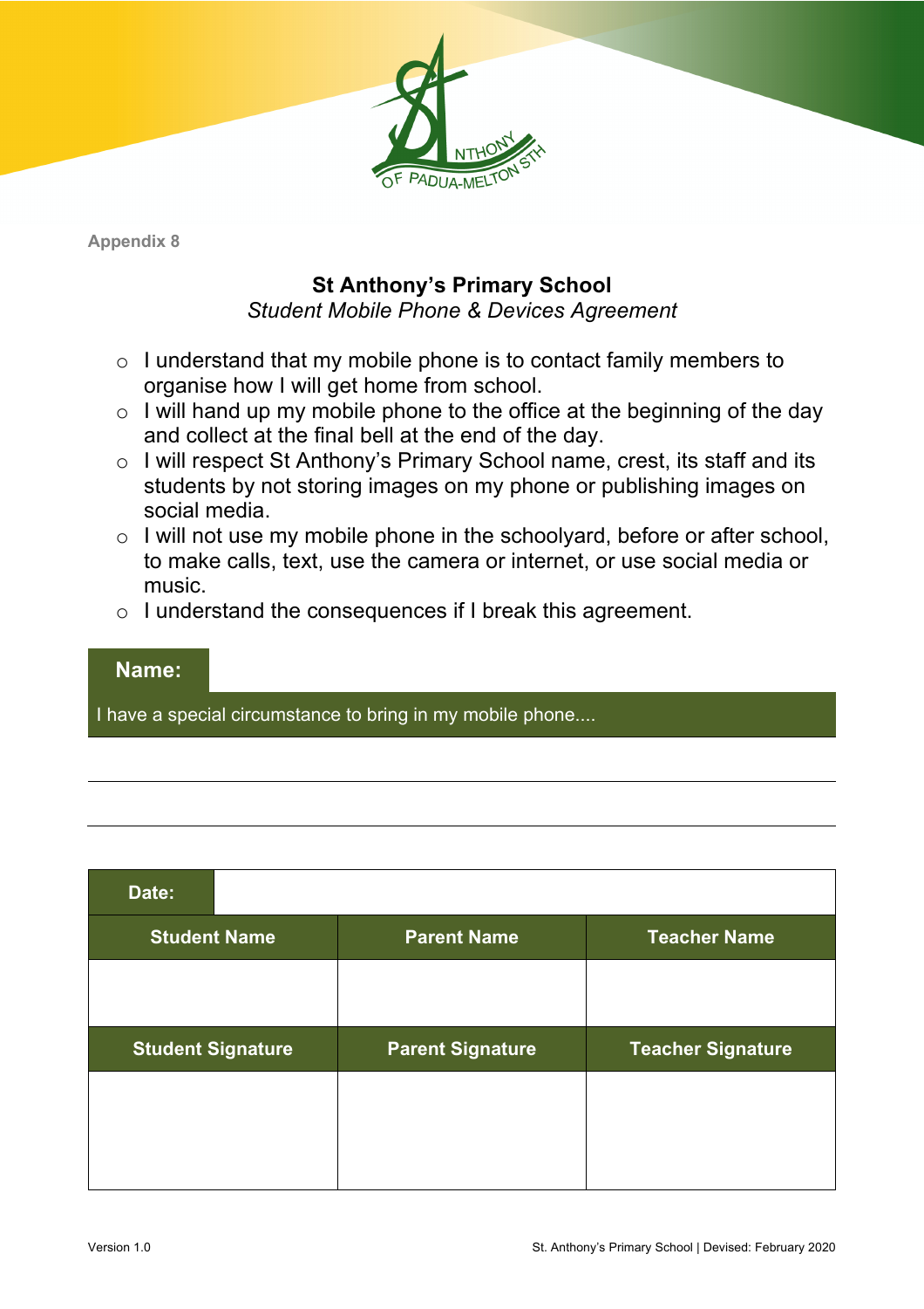Appendix 8

# St Anthony's Primary School

*Student Mobile Phone & Devices Agreement*

- I understand that my mobile phone is to contact family members to organise how I will get home from school.
- I will hand up my mobile phone to the office at the beginning of the day and collect at the final bell at the end of the day.
- I will respect St Anthony's Primary School name, crest, its staff and its students by not storing images on my phone or publishing images on social media.
- I will not use my mobile phone in the schoolyard, before or after school, to make calls, text, use the camera or internet, or use social media or music.
- I understand the consequences if I break this agreement.

**Name:**

I have a special circumstance to bring in my mobile phone....

| | | |
|---|---|---|
| **Date:** | | |
| **Student Name** | **Parent Name** | **Teacher Name** |
| | | |
| **Student Signature** | **Parent Signature** | **Teacher Signature** |
| | | |

Version 1.0

St. Anthony's Primary School | Devised: February 2020